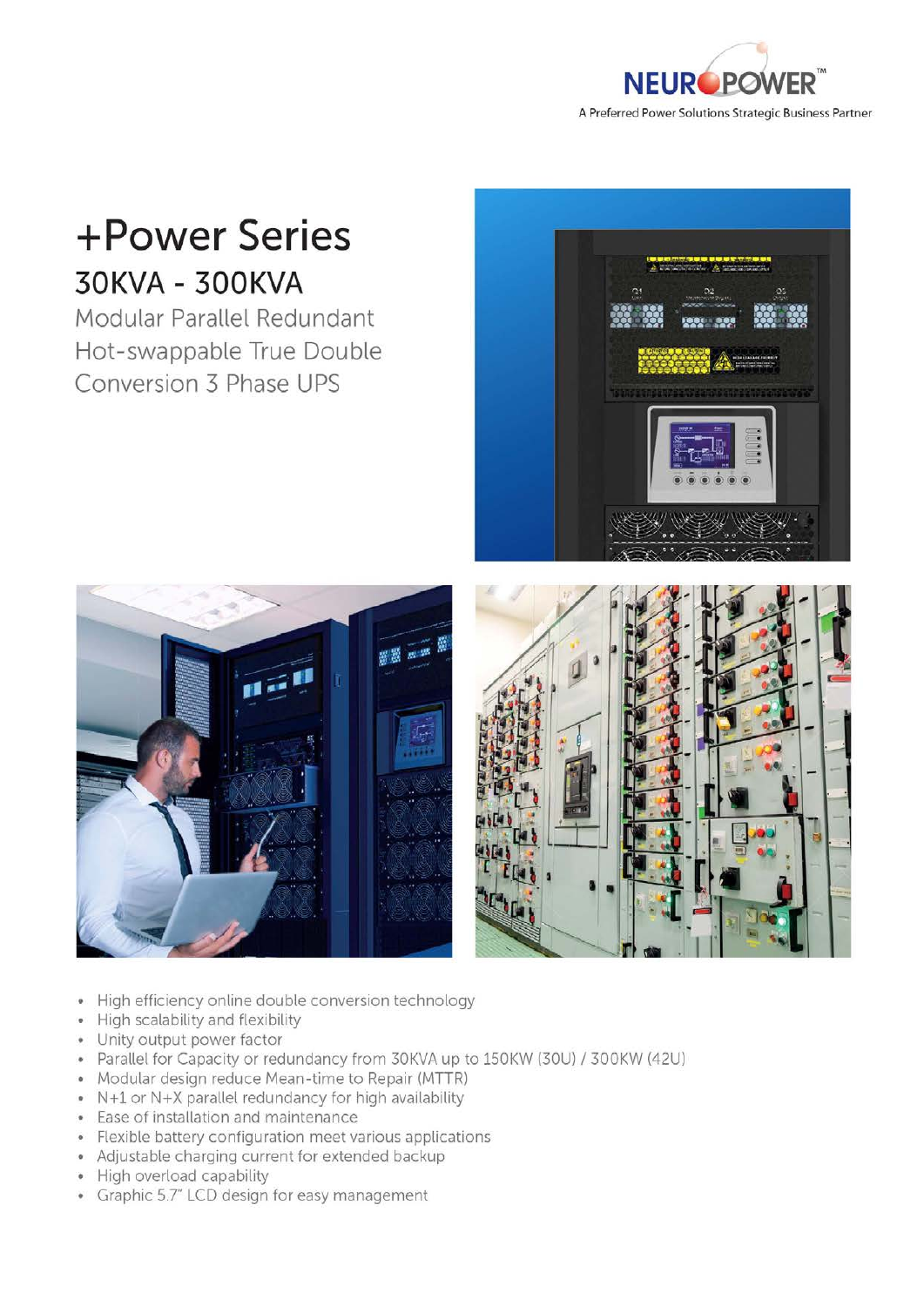NEUROPOWER™

A Preferred Power Solutions Strategic Business Partner

# +Power Series

## 30KVA - 300KVA

### Modular Parallel Redundant Hot-swappable True Double Conversion 3 Phase UPS

- High efficiency online double conversion technology
- High scalability and flexibility
- Unity output power factor
- Parallel for Capacity or redundancy from 30KVA up to 150KW (30U) / 300KW (42U)
- Modular design reduce Mean-time to Repair (MTTR)
- N+1 or N+X parallel redundancy for high availability
- Ease of installation and maintenance
- Flexible battery configuration meet various applications
- Adjustable charging current for extended backup
- High overload capability
- Graphic 5.7" LCD design for easy management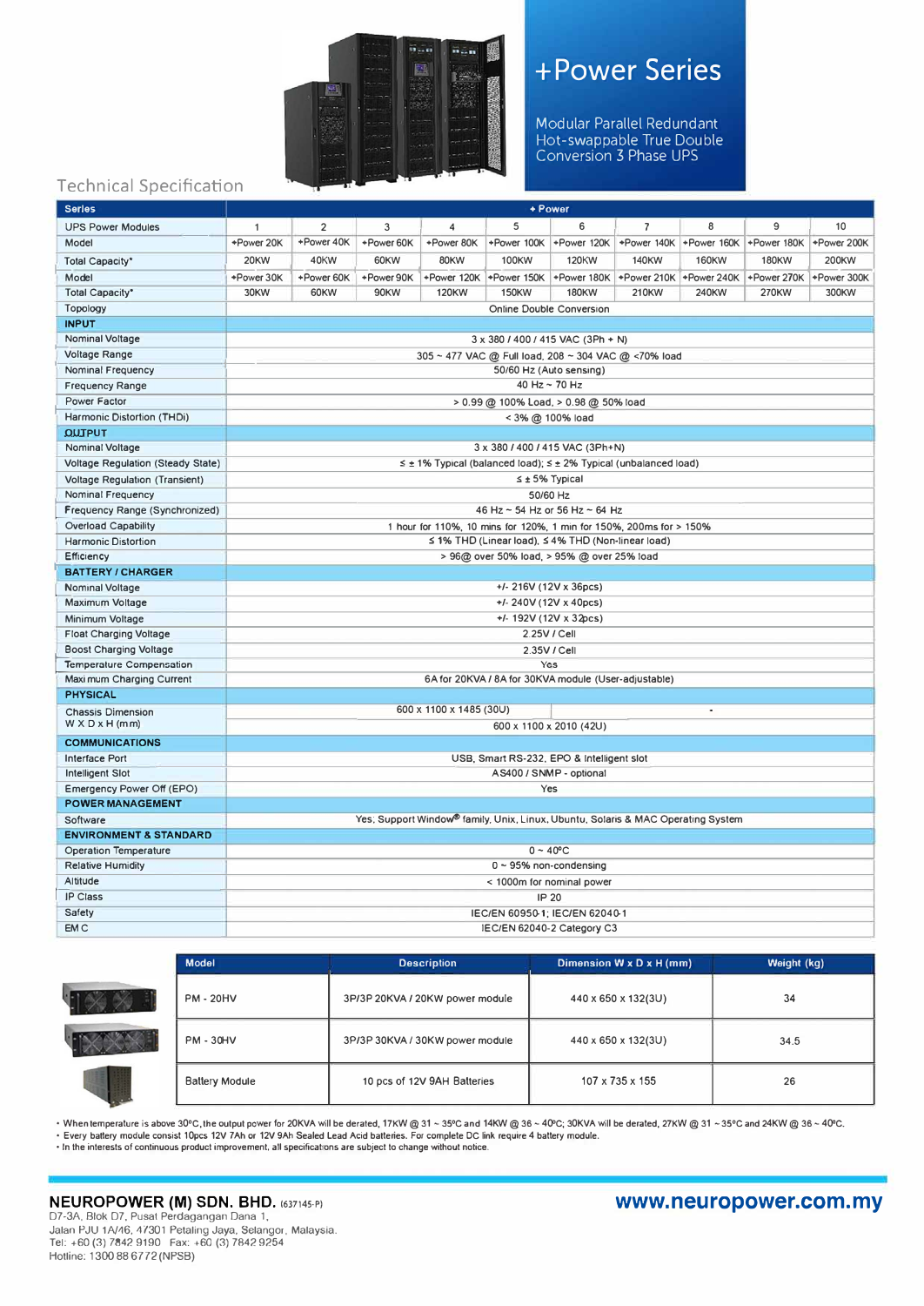# +Power Series

Modular Parallel Redundant Hot-swappable True Double Conversion 3 Phase UPS

## Technical Specification

| Series | + Power | | | | | | | | | |
|---|---|---|---|---|---|---|---|---|---|---|
| UPS Power Modules | 1 | 2 | 3 | 4 | 5 | 6 | 7 | 8 | 9 | 10 |
| Model | +Power 20K | +Power 40K | +Power 60K | +Power 80K | +Power 100K | +Power 120K | +Power 140K | +Power 160K | +Power 180K | +Power 200K |
| Total Capacity* | 20KW | 40KW | 60KW | 80KW | 100KW | 120KW | 140KW | 160KW | 180KW | 200KW |
| Model | +Power 30K | +Power 60K | +Power 90K | +Power 120K | +Power 150K | +Power 180K | +Power 210K | +Power 240K | +Power 270K | +Power 300K |
| Total Capacity* | 30KW | 60KW | 90KW | 120KW | 150KW | 180KW | 210KW | 240KW | 270KW | 300KW |
| Topology | Online Double Conversion | | | | | | | | | |
| **INPUT** | | | | | | | | | | |
| Nominal Voltage | 3 x 380 / 400 / 415 VAC (3Ph + N) | | | | | | | | | |
| Voltage Range | 305 ~ 477 VAC @ Full load, 208 ~ 304 VAC @ <70% load | | | | | | | | | |
| Nominal Frequency | 50/60 Hz (Auto sensing) | | | | | | | | | |
| Frequency Range | 40 Hz ~ 70 Hz | | | | | | | | | |
| Power Factor | > 0.99 @ 100% Load, > 0.98 @ 50% load | | | | | | | | | |
| Harmonic Distortion (THDi) | < 3% @ 100% load | | | | | | | | | |
| **OUTPUT** | | | | | | | | | | |
| Nominal Voltage | 3 x 380 / 400 / 415 VAC (3Ph+N) | | | | | | | | | |
| Voltage Regulation (Steady State) | ≤ ± 1% Typical (balanced load); ≤ ± 2% Typical (unbalanced load) | | | | | | | | | |
| Voltage Regulation (Transient) | ≤ ± 5% Typical | | | | | | | | | |
| Nominal Frequency | 50/60 Hz | | | | | | | | | |
| Frequency Range (Synchronized) | 46 Hz ~ 54 Hz or 56 Hz ~ 64 Hz | | | | | | | | | |
| Overload Capability | 1 hour for 110%, 10 mins for 120%, 1 min for 150%, 200ms for > 150% | | | | | | | | | |
| Harmonic Distortion | ≤ 1% THD (Linear load), ≤ 4% THD (Non-linear load) | | | | | | | | | |
| Efficiency | > 96@ over 50% load, > 95% @ over 25% load | | | | | | | | | |
| **BATTERY / CHARGER** | | | | | | | | | | |
| Nominal Voltage | +/- 216V (12V x 36pcs) | | | | | | | | | |
| Maximum Voltage | +/- 240V (12V x 40pcs) | | | | | | | | | |
| Minimum Voltage | +/- 192V (12V x 32pcs) | | | | | | | | | |
| Float Charging Voltage | 2.25V / Cell | | | | | | | | | |
| Boost Charging Voltage | 2.35V / Cell | | | | | | | | | |
| Temperature Compensation | Yes | | | | | | | | | |
| Maximum Charging Current | 6A for 20KVA / 8A for 30KVA module (User-adjustable) | | | | | | | | | |
| **PHYSICAL** | | | | | | | | | | |
| Chassis Dimension W X D x H (mm) | 600 x 1100 x 1485 (30U) | | | | | | - | | | |
| | 600 x 1100 x 2010 (42U) | | | | | | | | | |
| **COMMUNICATIONS** | | | | | | | | | | |
| Interface Port | USB, Smart RS-232, EPO & Intelligent slot | | | | | | | | | |
| Intelligent Slot | AS400 / SNMP - optional | | | | | | | | | |
| Emergency Power Off (EPO) | Yes | | | | | | | | | |
| **POWER MANAGEMENT** | | | | | | | | | | |
| Software | Yes, Support Window® family, Unix, Linux, Ubuntu, Solaris & MAC Operating System | | | | | | | | | |
| **ENVIRONMENT & STANDARD** | | | | | | | | | | |
| Operation Temperature | 0 ~ 40ºC | | | | | | | | | |
| Relative Humidity | 0 ~ 95% non-condensing | | | | | | | | | |
| Altitude | < 1000m for nominal power | | | | | | | | | |
| IP Class | IP 20 | | | | | | | | | |
| Safety | IEC/EN 60950-1; IEC/EN 62040-1 | | | | | | | | | |
| EMC | IEC/EN 62040-2 Category C3 | | | | | | | | | |

| Model | Description | Dimension W x D x H (mm) | Weight (kg) |
|---|---|---|---|
| PM - 20HV | 3P/3P 20KVA / 20KW power module | 440 x 650 x 132(3U) | 34 |
| PM - 30HV | 3P/3P 30KVA / 30KW power module | 440 x 650 x 132(3U) | 34.5 |
| Battery Module | 10 pcs of 12V 9AH Batteries | 107 x 735 x 155 | 26 |

- When temperature is above 30ºC, the output power for 20KVA will be derated, 17KW @ 31 ~ 35ºC and 14KW @ 36 ~ 40ºC; 30KVA will be derated, 27KW @ 31 ~ 35ºC and 24KW @ 36 ~ 40ºC.
- Every battery module consist 10pcs 12V 7Ah or 12V 9Ah Sealed Lead Acid batteries. For complete DC link require 4 battery module.
- In the interests of continuous product improvement, all specifications are subject to change without notice.

**NEUROPOWER (M) SDN. BHD.** (637145-P)
D7-3A, Blok D7, Pusat Perdagangan Dana 1,
Jalan PJU 1A/46, 47301 Petaling Jaya, Selangor, Malaysia.
Tel: +60 (3) 7842 9190 Fax: +60 (3) 7842 9254
Hotline: 1300 88 6772 (NPSB)

**www.neuropower.com.my**